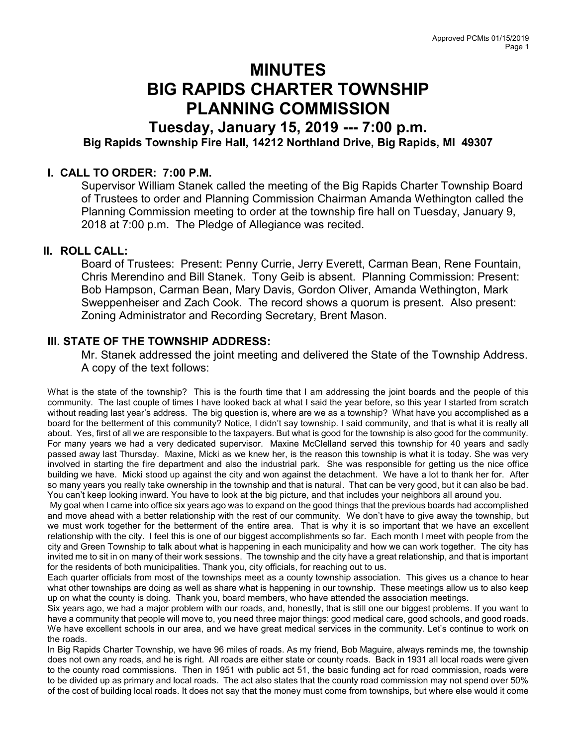# MINUTES
# BIG RAPIDS CHARTER TOWNSHIP
# PLANNING COMMISSION

## Tuesday, January 15, 2019 --- 7:00 p.m.

### Big Rapids Township Fire Hall, 14212 Northland Drive, Big Rapids, MI 49307

## I. CALL TO ORDER: 7:00 P.M.

Supervisor William Stanek called the meeting of the Big Rapids Charter Township Board of Trustees to order and Planning Commission Chairman Amanda Wethington called the Planning Commission meeting to order at the township fire hall on Tuesday, January 9, 2018 at 7:00 p.m. The Pledge of Allegiance was recited.

## II. ROLL CALL:

Board of Trustees: Present: Penny Currie, Jerry Everett, Carman Bean, Rene Fountain, Chris Merendino and Bill Stanek. Tony Geib is absent. Planning Commission: Present: Bob Hampson, Carman Bean, Mary Davis, Gordon Oliver, Amanda Wethington, Mark Sweppenheiser and Zach Cook. The record shows a quorum is present. Also present: Zoning Administrator and Recording Secretary, Brent Mason.

## III. STATE OF THE TOWNSHIP ADDRESS:

Mr. Stanek addressed the joint meeting and delivered the State of the Township Address. A copy of the text follows:

What is the state of the township? This is the fourth time that I am addressing the joint boards and the people of this community. The last couple of times I have looked back at what I said the year before, so this year I started from scratch without reading last year's address. The big question is, where are we as a township? What have you accomplished as a board for the betterment of this community? Notice, I didn't say township. I said community, and that is what it is really all about. Yes, first of all we are responsible to the taxpayers. But what is good for the township is also good for the community. For many years we had a very dedicated supervisor. Maxine McClelland served this township for 40 years and sadly passed away last Thursday. Maxine, Micki as we knew her, is the reason this township is what it is today. She was very involved in starting the fire department and also the industrial park. She was responsible for getting us the nice office building we have. Micki stood up against the city and won against the detachment. We have a lot to thank her for. After so many years you really take ownership in the township and that is natural. That can be very good, but it can also be bad. You can't keep looking inward. You have to look at the big picture, and that includes your neighbors all around you.

My goal when I came into office six years ago was to expand on the good things that the previous boards had accomplished and move ahead with a better relationship with the rest of our community. We don't have to give away the township, but we must work together for the betterment of the entire area. That is why it is so important that we have an excellent relationship with the city. I feel this is one of our biggest accomplishments so far. Each month I meet with people from the city and Green Township to talk about what is happening in each municipality and how we can work together. The city has invited me to sit in on many of their work sessions. The township and the city have a great relationship, and that is important for the residents of both municipalities. Thank you, city officials, for reaching out to us.

Each quarter officials from most of the townships meet as a county township association. This gives us a chance to hear what other townships are doing as well as share what is happening in our township. These meetings allow us to also keep up on what the county is doing. Thank you, board members, who have attended the association meetings.

Six years ago, we had a major problem with our roads, and, honestly, that is still one our biggest problems. If you want to have a community that people will move to, you need three major things: good medical care, good schools, and good roads. We have excellent schools in our area, and we have great medical services in the community. Let's continue to work on the roads.

In Big Rapids Charter Township, we have 96 miles of roads. As my friend, Bob Maguire, always reminds me, the township does not own any roads, and he is right. All roads are either state or county roads. Back in 1931 all local roads were given to the county road commissions. Then in 1951 with public act 51, the basic funding act for road commission, roads were to be divided up as primary and local roads. The act also states that the county road commission may not spend over 50% of the cost of building local roads. It does not say that the money must come from townships, but where else would it come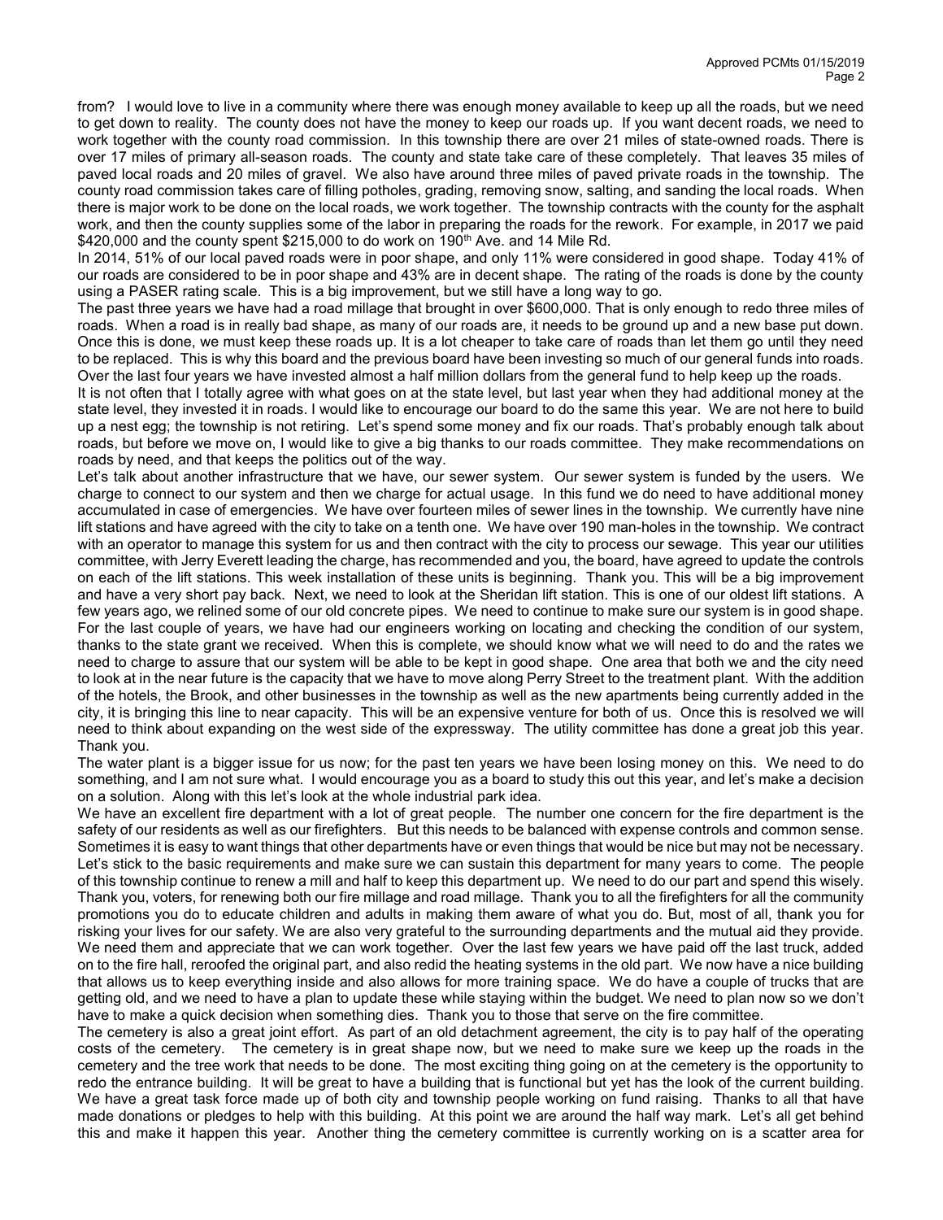from? I would love to live in a community where there was enough money available to keep up all the roads, but we need to get down to reality. The county does not have the money to keep our roads up. If you want decent roads, we need to work together with the county road commission. In this township there are over 21 miles of state-owned roads. There is over 17 miles of primary all-season roads. The county and state take care of these completely. That leaves 35 miles of paved local roads and 20 miles of gravel. We also have around three miles of paved private roads in the township. The county road commission takes care of filling potholes, grading, removing snow, salting, and sanding the local roads. When there is major work to be done on the local roads, we work together. The township contracts with the county for the asphalt work, and then the county supplies some of the labor in preparing the roads for the rework. For example, in 2017 we paid \$420,000 and the county spent \$215,000 to do work on 190th Ave. and 14 Mile Rd.

In 2014, 51% of our local paved roads were in poor shape, and only 11% were considered in good shape. Today 41% of our roads are considered to be in poor shape and 43% are in decent shape. The rating of the roads is done by the county using a PASER rating scale. This is a big improvement, but we still have a long way to go.

The past three years we have had a road millage that brought in over \$600,000. That is only enough to redo three miles of roads. When a road is in really bad shape, as many of our roads are, it needs to be ground up and a new base put down. Once this is done, we must keep these roads up. It is a lot cheaper to take care of roads than let them go until they need to be replaced. This is why this board and the previous board have been investing so much of our general funds into roads. Over the last four years we have invested almost a half million dollars from the general fund to help keep up the roads.

It is not often that I totally agree with what goes on at the state level, but last year when they had additional money at the state level, they invested it in roads. I would like to encourage our board to do the same this year. We are not here to build up a nest egg; the township is not retiring. Let's spend some money and fix our roads. That's probably enough talk about roads, but before we move on, I would like to give a big thanks to our roads committee. They make recommendations on roads by need, and that keeps the politics out of the way.

Let's talk about another infrastructure that we have, our sewer system. Our sewer system is funded by the users. We charge to connect to our system and then we charge for actual usage. In this fund we do need to have additional money accumulated in case of emergencies. We have over fourteen miles of sewer lines in the township. We currently have nine lift stations and have agreed with the city to take on a tenth one. We have over 190 man-holes in the township. We contract with an operator to manage this system for us and then contract with the city to process our sewage. This year our utilities committee, with Jerry Everett leading the charge, has recommended and you, the board, have agreed to update the controls on each of the lift stations. This week installation of these units is beginning. Thank you. This will be a big improvement and have a very short pay back. Next, we need to look at the Sheridan lift station. This is one of our oldest lift stations. A few years ago, we relined some of our old concrete pipes. We need to continue to make sure our system is in good shape. For the last couple of years, we have had our engineers working on locating and checking the condition of our system, thanks to the state grant we received. When this is complete, we should know what we will need to do and the rates we need to charge to assure that our system will be able to be kept in good shape. One area that both we and the city need to look at in the near future is the capacity that we have to move along Perry Street to the treatment plant. With the addition of the hotels, the Brook, and other businesses in the township as well as the new apartments being currently added in the city, it is bringing this line to near capacity. This will be an expensive venture for both of us. Once this is resolved we will need to think about expanding on the west side of the expressway. The utility committee has done a great job this year. Thank you.

The water plant is a bigger issue for us now; for the past ten years we have been losing money on this. We need to do something, and I am not sure what. I would encourage you as a board to study this out this year, and let's make a decision on a solution. Along with this let's look at the whole industrial park idea.

We have an excellent fire department with a lot of great people. The number one concern for the fire department is the safety of our residents as well as our firefighters. But this needs to be balanced with expense controls and common sense. Sometimes it is easy to want things that other departments have or even things that would be nice but may not be necessary. Let's stick to the basic requirements and make sure we can sustain this department for many years to come. The people of this township continue to renew a mill and half to keep this department up. We need to do our part and spend this wisely. Thank you, voters, for renewing both our fire millage and road millage. Thank you to all the firefighters for all the community promotions you do to educate children and adults in making them aware of what you do. But, most of all, thank you for risking your lives for our safety. We are also very grateful to the surrounding departments and the mutual aid they provide. We need them and appreciate that we can work together. Over the last few years we have paid off the last truck, added on to the fire hall, reroofed the original part, and also redid the heating systems in the old part. We now have a nice building that allows us to keep everything inside and also allows for more training space. We do have a couple of trucks that are getting old, and we need to have a plan to update these while staying within the budget. We need to plan now so we don't have to make a quick decision when something dies. Thank you to those that serve on the fire committee.

The cemetery is also a great joint effort. As part of an old detachment agreement, the city is to pay half of the operating costs of the cemetery. The cemetery is in great shape now, but we need to make sure we keep up the roads in the cemetery and the tree work that needs to be done. The most exciting thing going on at the cemetery is the opportunity to redo the entrance building. It will be great to have a building that is functional but yet has the look of the current building. We have a great task force made up of both city and township people working on fund raising. Thanks to all that have made donations or pledges to help with this building. At this point we are around the half way mark. Let's all get behind this and make it happen this year. Another thing the cemetery committee is currently working on is a scatter area for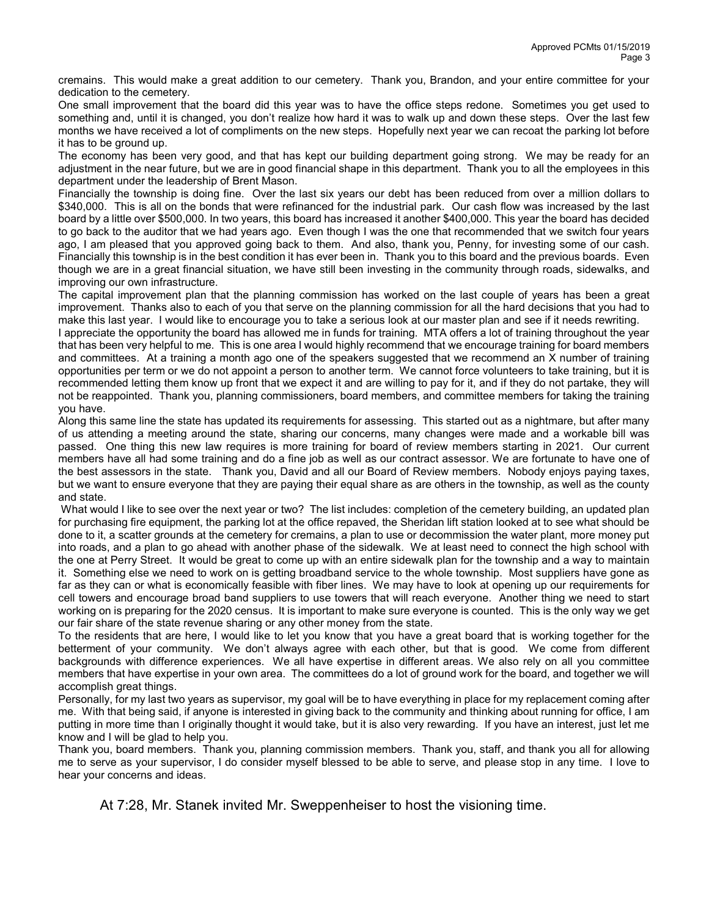cremains. This would make a great addition to our cemetery. Thank you, Brandon, and your entire committee for your dedication to the cemetery.

One small improvement that the board did this year was to have the office steps redone. Sometimes you get used to something and, until it is changed, you don't realize how hard it was to walk up and down these steps. Over the last few months we have received a lot of compliments on the new steps. Hopefully next year we can recoat the parking lot before it has to be ground up.

The economy has been very good, and that has kept our building department going strong. We may be ready for an adjustment in the near future, but we are in good financial shape in this department. Thank you to all the employees in this department under the leadership of Brent Mason.

Financially the township is doing fine. Over the last six years our debt has been reduced from over a million dollars to $340,000. This is all on the bonds that were refinanced for the industrial park. Our cash flow was increased by the last board by a little over $500,000. In two years, this board has increased it another $400,000. This year the board has decided to go back to the auditor that we had years ago. Even though I was the one that recommended that we switch four years ago, I am pleased that you approved going back to them. And also, thank you, Penny, for investing some of our cash. Financially this township is in the best condition it has ever been in. Thank you to this board and the previous boards. Even though we are in a great financial situation, we have still been investing in the community through roads, sidewalks, and improving our own infrastructure.

The capital improvement plan that the planning commission has worked on the last couple of years has been a great improvement. Thanks also to each of you that serve on the planning commission for all the hard decisions that you had to make this last year. I would like to encourage you to take a serious look at our master plan and see if it needs rewriting.

I appreciate the opportunity the board has allowed me in funds for training. MTA offers a lot of training throughout the year that has been very helpful to me. This is one area I would highly recommend that we encourage training for board members and committees. At a training a month ago one of the speakers suggested that we recommend an X number of training opportunities per term or we do not appoint a person to another term. We cannot force volunteers to take training, but it is recommended letting them know up front that we expect it and are willing to pay for it, and if they do not partake, they will not be reappointed. Thank you, planning commissioners, board members, and committee members for taking the training you have.

Along this same line the state has updated its requirements for assessing. This started out as a nightmare, but after many of us attending a meeting around the state, sharing our concerns, many changes were made and a workable bill was passed. One thing this new law requires is more training for board of review members starting in 2021. Our current members have all had some training and do a fine job as well as our contract assessor. We are fortunate to have one of the best assessors in the state. Thank you, David and all our Board of Review members. Nobody enjoys paying taxes, but we want to ensure everyone that they are paying their equal share as are others in the township, as well as the county and state.

What would I like to see over the next year or two? The list includes: completion of the cemetery building, an updated plan for purchasing fire equipment, the parking lot at the office repaved, the Sheridan lift station looked at to see what should be done to it, a scatter grounds at the cemetery for cremains, a plan to use or decommission the water plant, more money put into roads, and a plan to go ahead with another phase of the sidewalk. We at least need to connect the high school with the one at Perry Street. It would be great to come up with an entire sidewalk plan for the township and a way to maintain it. Something else we need to work on is getting broadband service to the whole township. Most suppliers have gone as far as they can or what is economically feasible with fiber lines. We may have to look at opening up our requirements for cell towers and encourage broad band suppliers to use towers that will reach everyone. Another thing we need to start working on is preparing for the 2020 census. It is important to make sure everyone is counted. This is the only way we get our fair share of the state revenue sharing or any other money from the state.

To the residents that are here, I would like to let you know that you have a great board that is working together for the betterment of your community. We don't always agree with each other, but that is good. We come from different backgrounds with difference experiences. We all have expertise in different areas. We also rely on all you committee members that have expertise in your own area. The committees do a lot of ground work for the board, and together we will accomplish great things.

Personally, for my last two years as supervisor, my goal will be to have everything in place for my replacement coming after me. With that being said, if anyone is interested in giving back to the community and thinking about running for office, I am putting in more time than I originally thought it would take, but it is also very rewarding. If you have an interest, just let me know and I will be glad to help you.

Thank you, board members. Thank you, planning commission members. Thank you, staff, and thank you all for allowing me to serve as your supervisor, I do consider myself blessed to be able to serve, and please stop in any time. I love to hear your concerns and ideas.

At 7:28, Mr. Stanek invited Mr. Sweppenheiser to host the visioning time.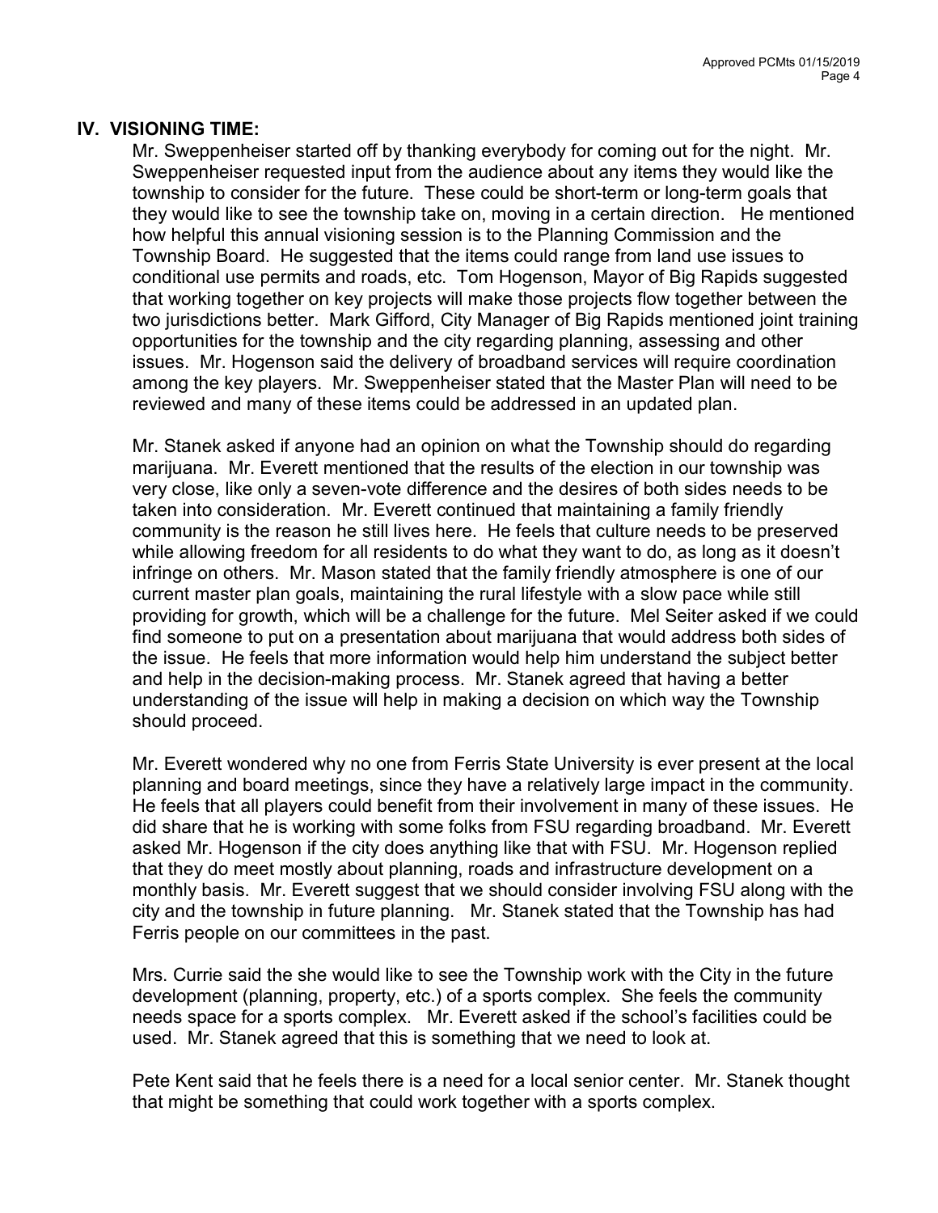## IV. VISIONING TIME:

Mr. Sweppenheiser started off by thanking everybody for coming out for the night. Mr. Sweppenheiser requested input from the audience about any items they would like the township to consider for the future. These could be short-term or long-term goals that they would like to see the township take on, moving in a certain direction. He mentioned how helpful this annual visioning session is to the Planning Commission and the Township Board. He suggested that the items could range from land use issues to conditional use permits and roads, etc. Tom Hogenson, Mayor of Big Rapids suggested that working together on key projects will make those projects flow together between the two jurisdictions better. Mark Gifford, City Manager of Big Rapids mentioned joint training opportunities for the township and the city regarding planning, assessing and other issues. Mr. Hogenson said the delivery of broadband services will require coordination among the key players. Mr. Sweppenheiser stated that the Master Plan will need to be reviewed and many of these items could be addressed in an updated plan.

Mr. Stanek asked if anyone had an opinion on what the Township should do regarding marijuana. Mr. Everett mentioned that the results of the election in our township was very close, like only a seven-vote difference and the desires of both sides needs to be taken into consideration. Mr. Everett continued that maintaining a family friendly community is the reason he still lives here. He feels that culture needs to be preserved while allowing freedom for all residents to do what they want to do, as long as it doesn't infringe on others. Mr. Mason stated that the family friendly atmosphere is one of our current master plan goals, maintaining the rural lifestyle with a slow pace while still providing for growth, which will be a challenge for the future. Mel Seiter asked if we could find someone to put on a presentation about marijuana that would address both sides of the issue. He feels that more information would help him understand the subject better and help in the decision-making process. Mr. Stanek agreed that having a better understanding of the issue will help in making a decision on which way the Township should proceed.

Mr. Everett wondered why no one from Ferris State University is ever present at the local planning and board meetings, since they have a relatively large impact in the community. He feels that all players could benefit from their involvement in many of these issues. He did share that he is working with some folks from FSU regarding broadband. Mr. Everett asked Mr. Hogenson if the city does anything like that with FSU. Mr. Hogenson replied that they do meet mostly about planning, roads and infrastructure development on a monthly basis. Mr. Everett suggest that we should consider involving FSU along with the city and the township in future planning. Mr. Stanek stated that the Township has had Ferris people on our committees in the past.

Mrs. Currie said the she would like to see the Township work with the City in the future development (planning, property, etc.) of a sports complex. She feels the community needs space for a sports complex. Mr. Everett asked if the school's facilities could be used. Mr. Stanek agreed that this is something that we need to look at.

Pete Kent said that he feels there is a need for a local senior center. Mr. Stanek thought that might be something that could work together with a sports complex.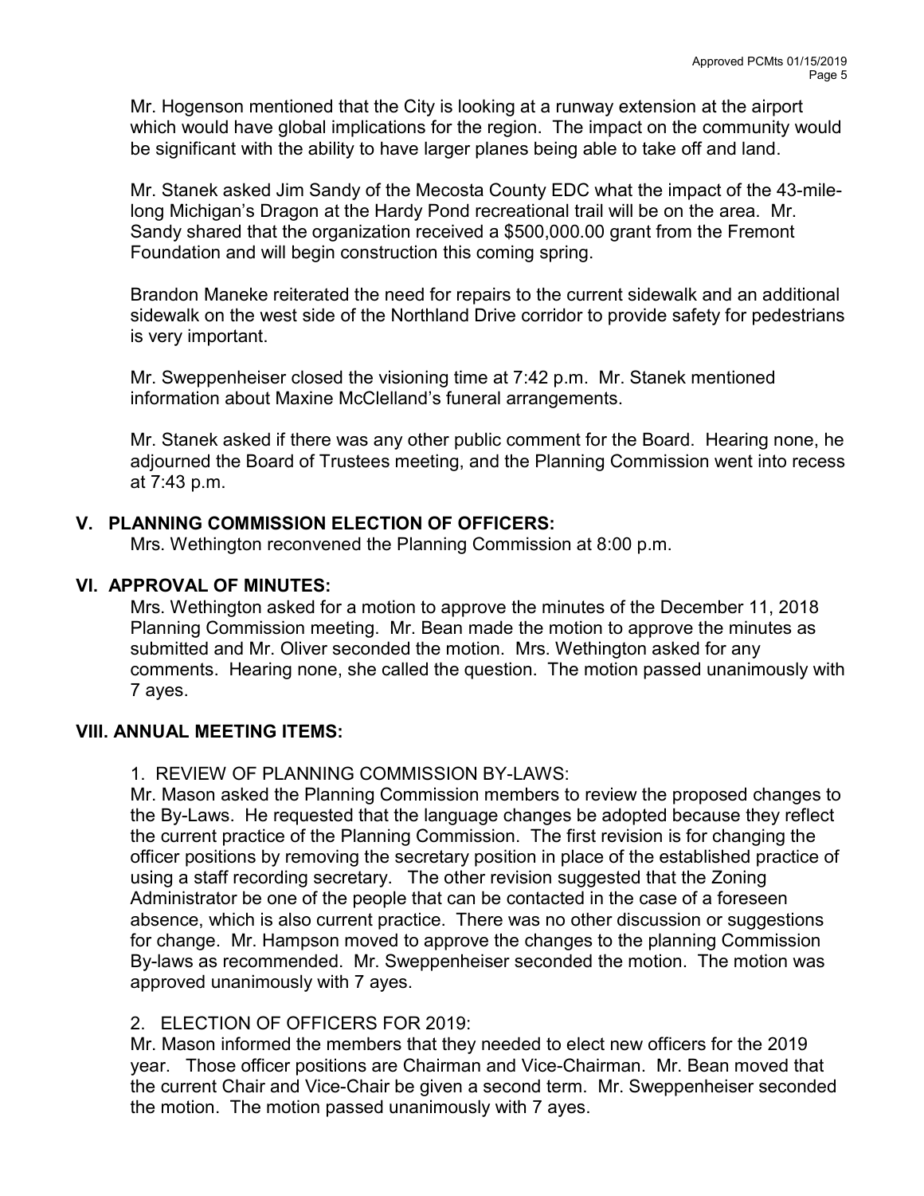Mr. Hogenson mentioned that the City is looking at a runway extension at the airport which would have global implications for the region. The impact on the community would be significant with the ability to have larger planes being able to take off and land.

Mr. Stanek asked Jim Sandy of the Mecosta County EDC what the impact of the 43-mile-long Michigan's Dragon at the Hardy Pond recreational trail will be on the area. Mr. Sandy shared that the organization received a $500,000.00 grant from the Fremont Foundation and will begin construction this coming spring.

Brandon Maneke reiterated the need for repairs to the current sidewalk and an additional sidewalk on the west side of the Northland Drive corridor to provide safety for pedestrians is very important.

Mr. Sweppenheiser closed the visioning time at 7:42 p.m. Mr. Stanek mentioned information about Maxine McClelland's funeral arrangements.

Mr. Stanek asked if there was any other public comment for the Board. Hearing none, he adjourned the Board of Trustees meeting, and the Planning Commission went into recess at 7:43 p.m.

## V. PLANNING COMMISSION ELECTION OF OFFICERS:

Mrs. Wethington reconvened the Planning Commission at 8:00 p.m.

## VI. APPROVAL OF MINUTES:

Mrs. Wethington asked for a motion to approve the minutes of the December 11, 2018 Planning Commission meeting. Mr. Bean made the motion to approve the minutes as submitted and Mr. Oliver seconded the motion. Mrs. Wethington asked for any comments. Hearing none, she called the question. The motion passed unanimously with 7 ayes.

## VIII. ANNUAL MEETING ITEMS:

1. REVIEW OF PLANNING COMMISSION BY-LAWS:

Mr. Mason asked the Planning Commission members to review the proposed changes to the By-Laws. He requested that the language changes be adopted because they reflect the current practice of the Planning Commission. The first revision is for changing the officer positions by removing the secretary position in place of the established practice of using a staff recording secretary. The other revision suggested that the Zoning Administrator be one of the people that can be contacted in the case of a foreseen absence, which is also current practice. There was no other discussion or suggestions for change. Mr. Hampson moved to approve the changes to the planning Commission By-laws as recommended. Mr. Sweppenheiser seconded the motion. The motion was approved unanimously with 7 ayes.

2. ELECTION OF OFFICERS FOR 2019:

Mr. Mason informed the members that they needed to elect new officers for the 2019 year. Those officer positions are Chairman and Vice-Chairman. Mr. Bean moved that the current Chair and Vice-Chair be given a second term. Mr. Sweppenheiser seconded the motion. The motion passed unanimously with 7 ayes.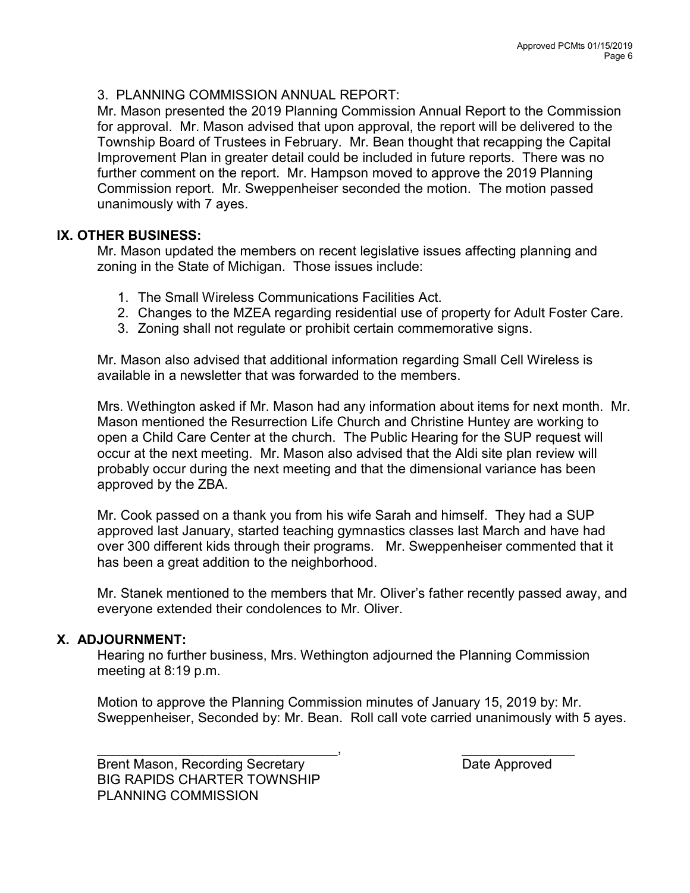3. PLANNING COMMISSION ANNUAL REPORT:

Mr. Mason presented the 2019 Planning Commission Annual Report to the Commission for approval. Mr. Mason advised that upon approval, the report will be delivered to the Township Board of Trustees in February. Mr. Bean thought that recapping the Capital Improvement Plan in greater detail could be included in future reports. There was no further comment on the report. Mr. Hampson moved to approve the 2019 Planning Commission report. Mr. Sweppenheiser seconded the motion. The motion passed unanimously with 7 ayes.

## IX. OTHER BUSINESS:

Mr. Mason updated the members on recent legislative issues affecting planning and zoning in the State of Michigan. Those issues include:

1. The Small Wireless Communications Facilities Act.
2. Changes to the MZEA regarding residential use of property for Adult Foster Care.
3. Zoning shall not regulate or prohibit certain commemorative signs.

Mr. Mason also advised that additional information regarding Small Cell Wireless is available in a newsletter that was forwarded to the members.

Mrs. Wethington asked if Mr. Mason had any information about items for next month. Mr. Mason mentioned the Resurrection Life Church and Christine Huntey are working to open a Child Care Center at the church. The Public Hearing for the SUP request will occur at the next meeting. Mr. Mason also advised that the Aldi site plan review will probably occur during the next meeting and that the dimensional variance has been approved by the ZBA.

Mr. Cook passed on a thank you from his wife Sarah and himself. They had a SUP approved last January, started teaching gymnastics classes last March and have had over 300 different kids through their programs. Mr. Sweppenheiser commented that it has been a great addition to the neighborhood.

Mr. Stanek mentioned to the members that Mr. Oliver's father recently passed away, and everyone extended their condolences to Mr. Oliver.

## X. ADJOURNMENT:

Hearing no further business, Mrs. Wethington adjourned the Planning Commission meeting at 8:19 p.m.

Motion to approve the Planning Commission minutes of January 15, 2019 by: Mr. Sweppenheiser, Seconded by: Mr. Bean. Roll call vote carried unanimously with 5 ayes.

________________________________, ________________

Brent Mason, Recording Secretary Date Approved

BIG RAPIDS CHARTER TOWNSHIP

PLANNING COMMISSION